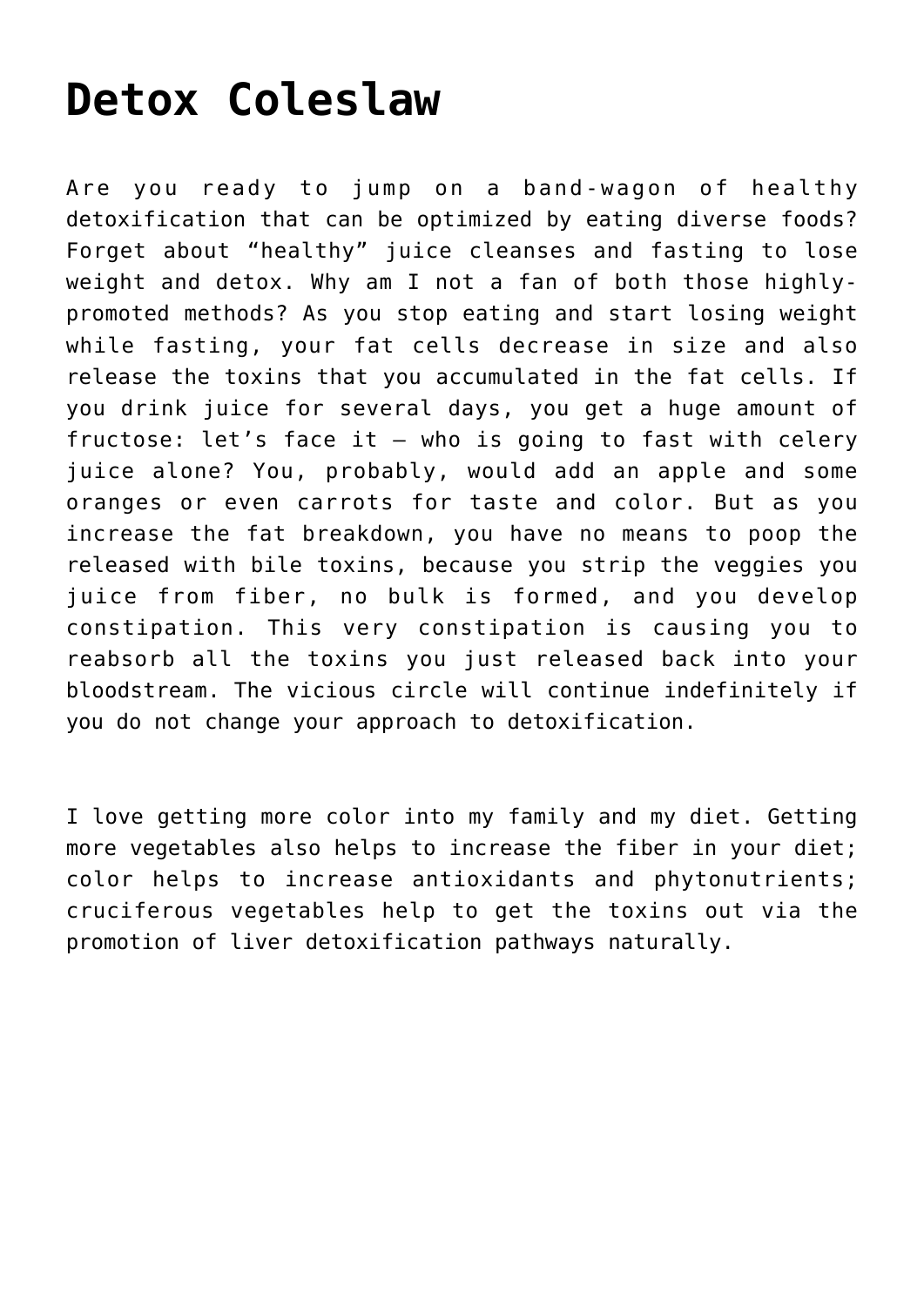# Detox Coleslaw

Are you ready to jump on a band-wagon of healthy detoxification that can be optimized by eating diverse foods? Forget about "healthy" juice cleanses and fasting to lose weight and detox. Why am I not a fan of both those highly-promoted methods? As you stop eating and start losing weight while fasting, your fat cells decrease in size and also release the toxins that you accumulated in the fat cells. If you drink juice for several days, you get a huge amount of fructose: let's face it – who is going to fast with celery juice alone? You, probably, would add an apple and some oranges or even carrots for taste and color. But as you increase the fat breakdown, you have no means to poop the released with bile toxins, because you strip the veggies you juice from fiber, no bulk is formed, and you develop constipation. This very constipation is causing you to reabsorb all the toxins you just released back into your bloodstream. The vicious circle will continue indefinitely if you do not change your approach to detoxification.

I love getting more color into my family and my diet. Getting more vegetables also helps to increase the fiber in your diet; color helps to increase antioxidants and phytonutrients; cruciferous vegetables help to get the toxins out via the promotion of liver detoxification pathways naturally.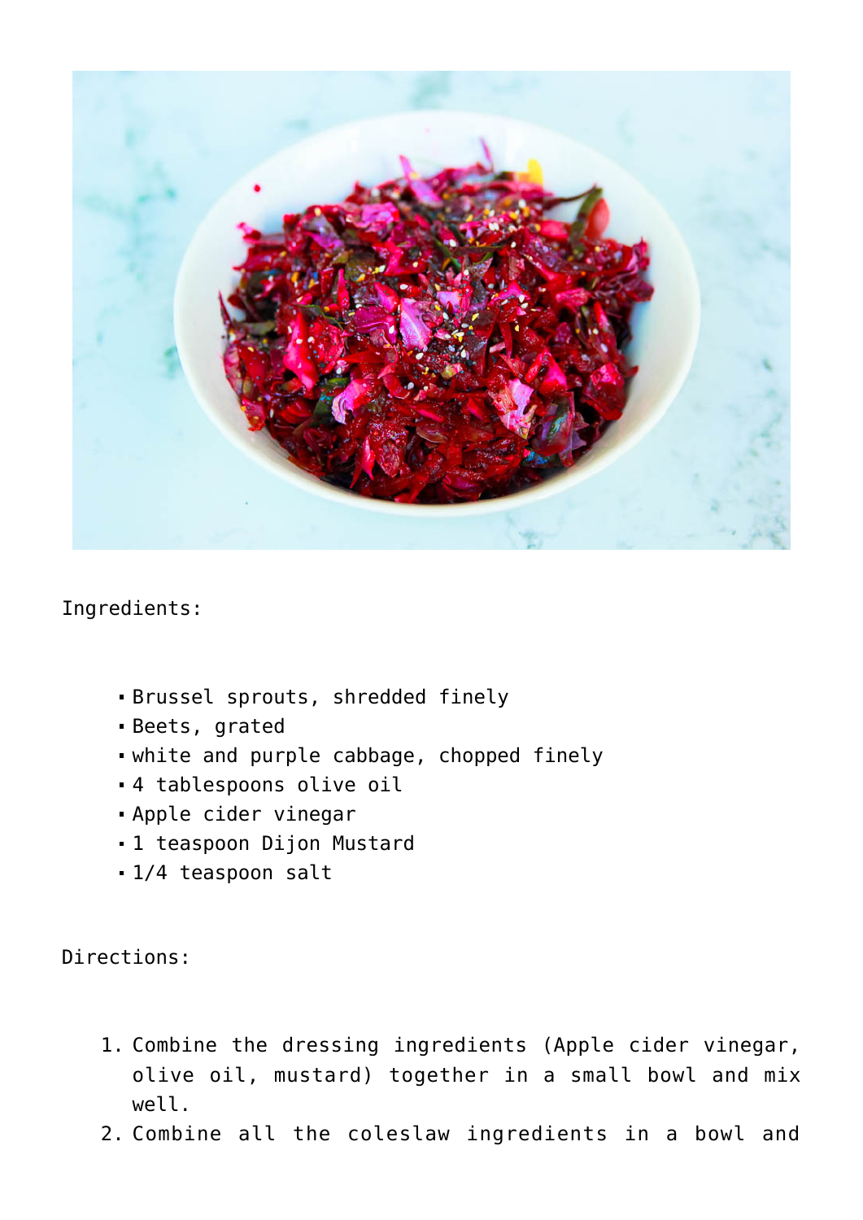Ingredients:

- Brussel sprouts, shredded finely
- Beets, grated
- white and purple cabbage, chopped finely
- 4 tablespoons olive oil
- Apple cider vinegar
- 1 teaspoon Dijon Mustard
- 1/4 teaspoon salt

Directions:

1. Combine the dressing ingredients (Apple cider vinegar, olive oil, mustard) together in a small bowl and mix well.
2. Combine all the coleslaw ingredients in a bowl and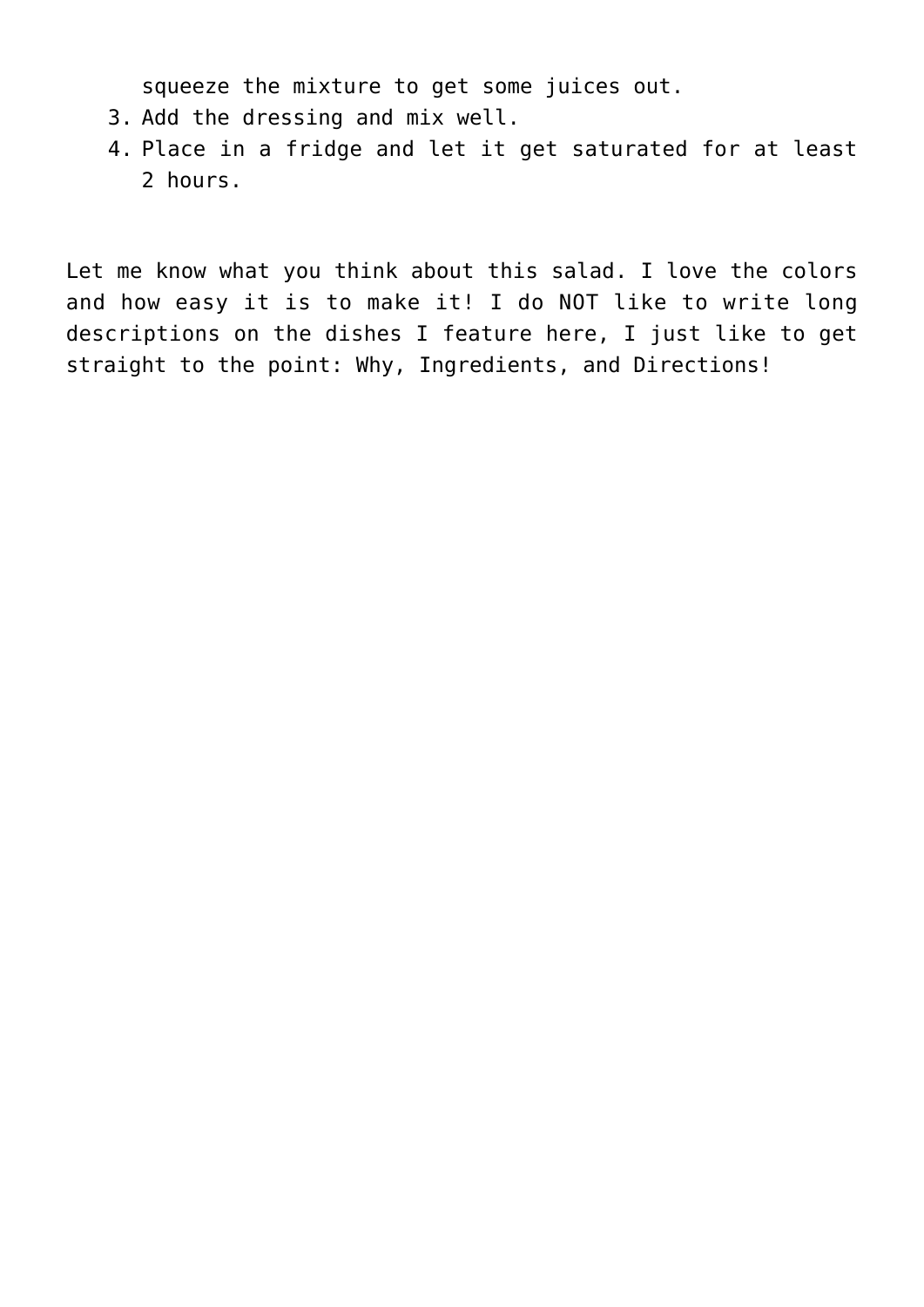squeeze the mixture to get some juices out.

3. Add the dressing and mix well.
4. Place in a fridge and let it get saturated for at least 2 hours.

Let me know what you think about this salad. I love the colors and how easy it is to make it! I do NOT like to write long descriptions on the dishes I feature here, I just like to get straight to the point: Why, Ingredients, and Directions!